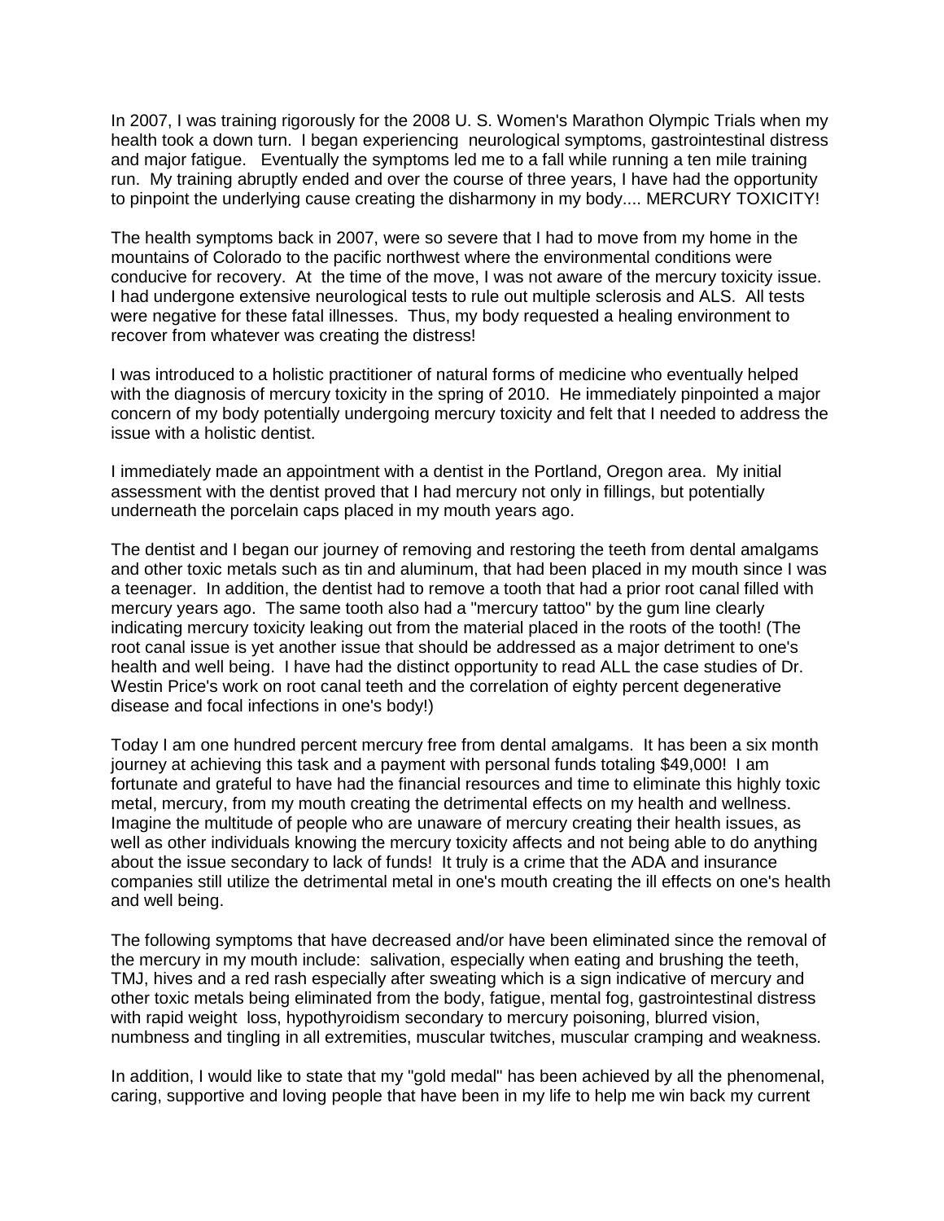In 2007, I was training rigorously for the 2008 U. S. Women's Marathon Olympic Trials when my health took a down turn. I began experiencing neurological symptoms, gastrointestinal distress and major fatigue. Eventually the symptoms led me to a fall while running a ten mile training run. My training abruptly ended and over the course of three years, I have had the opportunity to pinpoint the underlying cause creating the disharmony in my body.... MERCURY TOXICITY!

The health symptoms back in 2007, were so severe that I had to move from my home in the mountains of Colorado to the pacific northwest where the environmental conditions were conducive for recovery. At the time of the move, I was not aware of the mercury toxicity issue. I had undergone extensive neurological tests to rule out multiple sclerosis and ALS. All tests were negative for these fatal illnesses. Thus, my body requested a healing environment to recover from whatever was creating the distress!

I was introduced to a holistic practitioner of natural forms of medicine who eventually helped with the diagnosis of mercury toxicity in the spring of 2010. He immediately pinpointed a major concern of my body potentially undergoing mercury toxicity and felt that I needed to address the issue with a holistic dentist.

I immediately made an appointment with a dentist in the Portland, Oregon area. My initial assessment with the dentist proved that I had mercury not only in fillings, but potentially underneath the porcelain caps placed in my mouth years ago.

The dentist and I began our journey of removing and restoring the teeth from dental amalgams and other toxic metals such as tin and aluminum, that had been placed in my mouth since I was a teenager. In addition, the dentist had to remove a tooth that had a prior root canal filled with mercury years ago. The same tooth also had a "mercury tattoo" by the gum line clearly indicating mercury toxicity leaking out from the material placed in the roots of the tooth! (The root canal issue is yet another issue that should be addressed as a major detriment to one's health and well being. I have had the distinct opportunity to read ALL the case studies of Dr. Westin Price's work on root canal teeth and the correlation of eighty percent degenerative disease and focal infections in one's body!)

Today I am one hundred percent mercury free from dental amalgams. It has been a six month journey at achieving this task and a payment with personal funds totaling $49,000! I am fortunate and grateful to have had the financial resources and time to eliminate this highly toxic metal, mercury, from my mouth creating the detrimental effects on my health and wellness. Imagine the multitude of people who are unaware of mercury creating their health issues, as well as other individuals knowing the mercury toxicity affects and not being able to do anything about the issue secondary to lack of funds! It truly is a crime that the ADA and insurance companies still utilize the detrimental metal in one's mouth creating the ill effects on one's health and well being.

The following symptoms that have decreased and/or have been eliminated since the removal of the mercury in my mouth include: salivation, especially when eating and brushing the teeth, TMJ, hives and a red rash especially after sweating which is a sign indicative of mercury and other toxic metals being eliminated from the body, fatigue, mental fog, gastrointestinal distress with rapid weight loss, hypothyroidism secondary to mercury poisoning, blurred vision, numbness and tingling in all extremities, muscular twitches, muscular cramping and weakness.

In addition, I would like to state that my "gold medal" has been achieved by all the phenomenal, caring, supportive and loving people that have been in my life to help me win back my current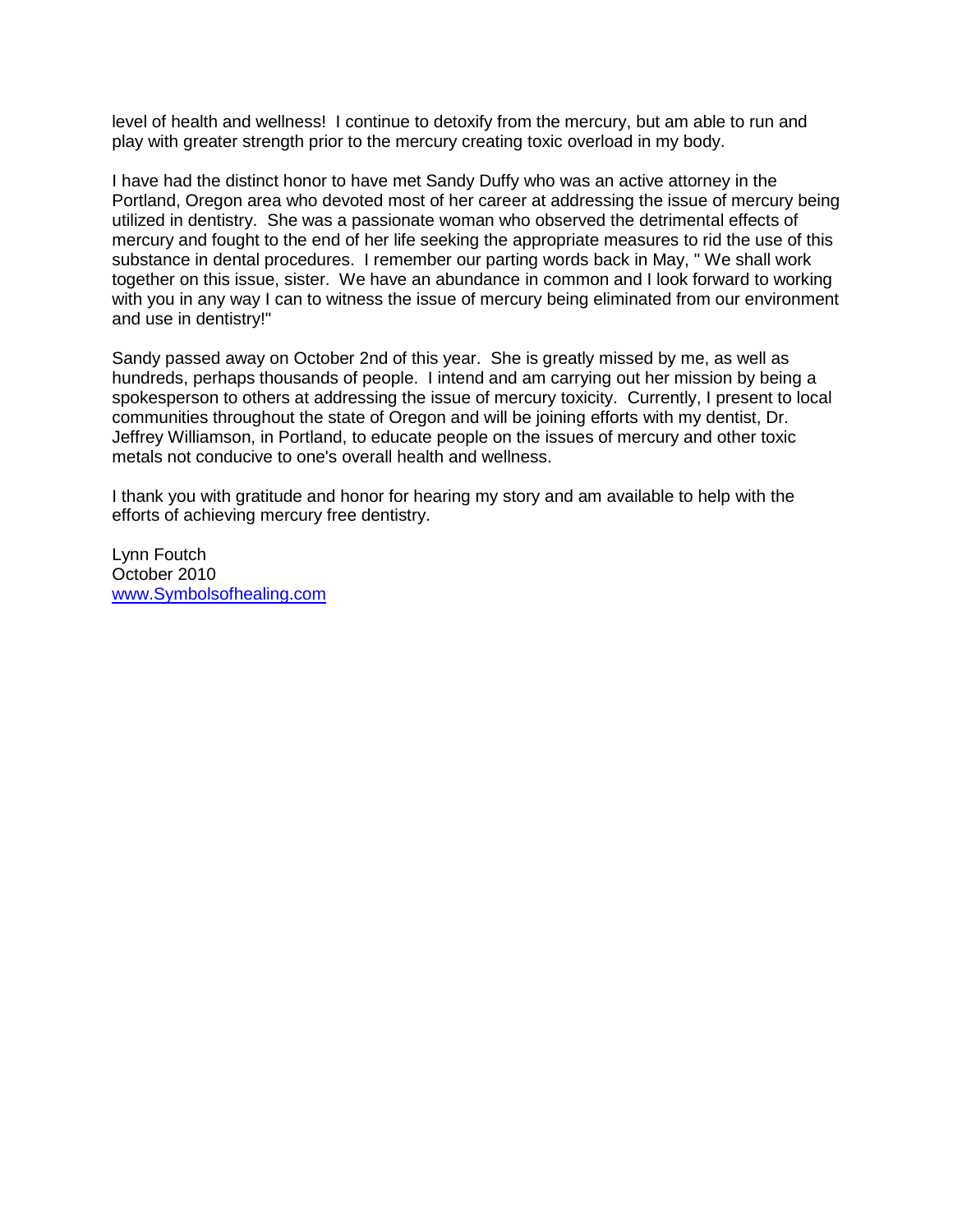level of health and wellness! I continue to detoxify from the mercury, but am able to run and play with greater strength prior to the mercury creating toxic overload in my body.

I have had the distinct honor to have met Sandy Duffy who was an active attorney in the Portland, Oregon area who devoted most of her career at addressing the issue of mercury being utilized in dentistry. She was a passionate woman who observed the detrimental effects of mercury and fought to the end of her life seeking the appropriate measures to rid the use of this substance in dental procedures. I remember our parting words back in May, " We shall work together on this issue, sister. We have an abundance in common and I look forward to working with you in any way I can to witness the issue of mercury being eliminated from our environment and use in dentistry!"

Sandy passed away on October 2nd of this year. She is greatly missed by me, as well as hundreds, perhaps thousands of people. I intend and am carrying out her mission by being a spokesperson to others at addressing the issue of mercury toxicity. Currently, I present to local communities throughout the state of Oregon and will be joining efforts with my dentist, Dr. Jeffrey Williamson, in Portland, to educate people on the issues of mercury and other toxic metals not conducive to one's overall health and wellness.

I thank you with gratitude and honor for hearing my story and am available to help with the efforts of achieving mercury free dentistry.

Lynn Foutch  
October 2010  
[www.Symbolsofhealing.com](http://www.Symbolsofhealing.com)